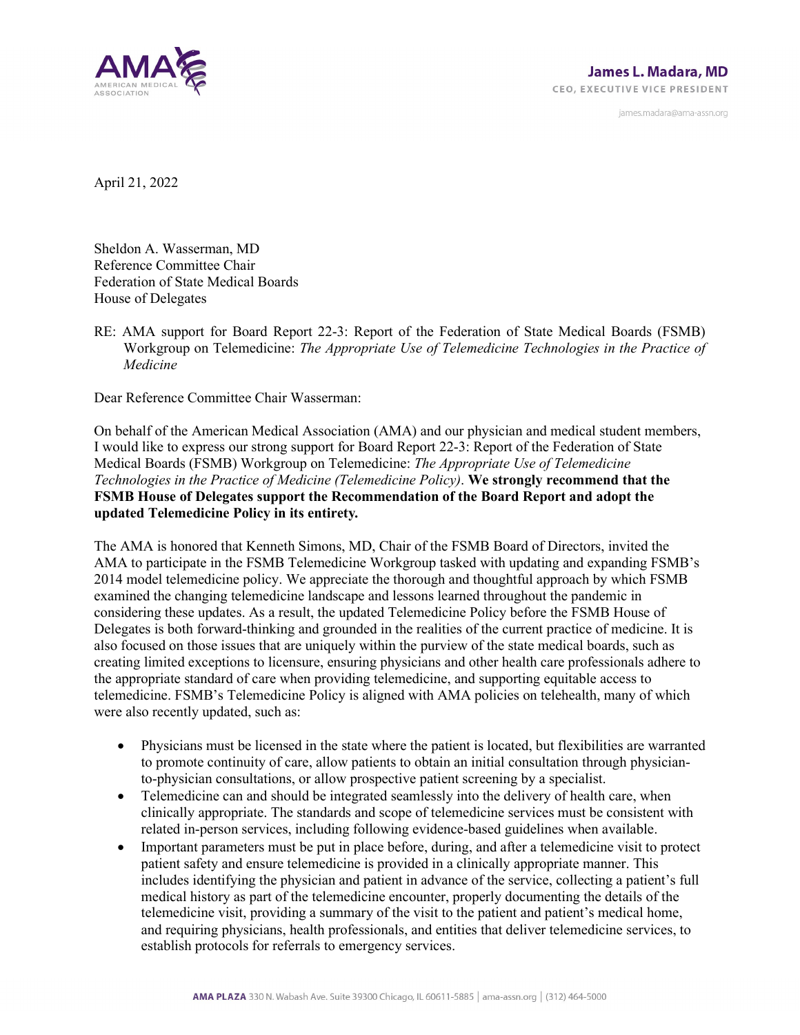**James L. Madara, MD**
CEO, EXECUTIVE VICE PRESIDENT

james.madara@ama-assn.org

April 21, 2022

Sheldon A. Wasserman, MD
Reference Committee Chair
Federation of State Medical Boards
House of Delegates

RE: AMA support for Board Report 22-3: Report of the Federation of State Medical Boards (FSMB) Workgroup on Telemedicine: *The Appropriate Use of Telemedicine Technologies in the Practice of Medicine*

Dear Reference Committee Chair Wasserman:

On behalf of the American Medical Association (AMA) and our physician and medical student members, I would like to express our strong support for Board Report 22-3: Report of the Federation of State Medical Boards (FSMB) Workgroup on Telemedicine: *The Appropriate Use of Telemedicine Technologies in the Practice of Medicine (Telemedicine Policy)*. **We strongly recommend that the FSMB House of Delegates support the Recommendation of the Board Report and adopt the updated Telemedicine Policy in its entirety.**

The AMA is honored that Kenneth Simons, MD, Chair of the FSMB Board of Directors, invited the AMA to participate in the FSMB Telemedicine Workgroup tasked with updating and expanding FSMB's 2014 model telemedicine policy. We appreciate the thorough and thoughtful approach by which FSMB examined the changing telemedicine landscape and lessons learned throughout the pandemic in considering these updates. As a result, the updated Telemedicine Policy before the FSMB House of Delegates is both forward-thinking and grounded in the realities of the current practice of medicine. It is also focused on those issues that are uniquely within the purview of the state medical boards, such as creating limited exceptions to licensure, ensuring physicians and other health care professionals adhere to the appropriate standard of care when providing telemedicine, and supporting equitable access to telemedicine. FSMB's Telemedicine Policy is aligned with AMA policies on telehealth, many of which were also recently updated, such as:

- Physicians must be licensed in the state where the patient is located, but flexibilities are warranted to promote continuity of care, allow patients to obtain an initial consultation through physician-to-physician consultations, or allow prospective patient screening by a specialist.
- Telemedicine can and should be integrated seamlessly into the delivery of health care, when clinically appropriate. The standards and scope of telemedicine services must be consistent with related in-person services, including following evidence-based guidelines when available.
- Important parameters must be put in place before, during, and after a telemedicine visit to protect patient safety and ensure telemedicine is provided in a clinically appropriate manner. This includes identifying the physician and patient in advance of the service, collecting a patient's full medical history as part of the telemedicine encounter, properly documenting the details of the telemedicine visit, providing a summary of the visit to the patient and patient's medical home, and requiring physicians, health professionals, and entities that deliver telemedicine services, to establish protocols for referrals to emergency services.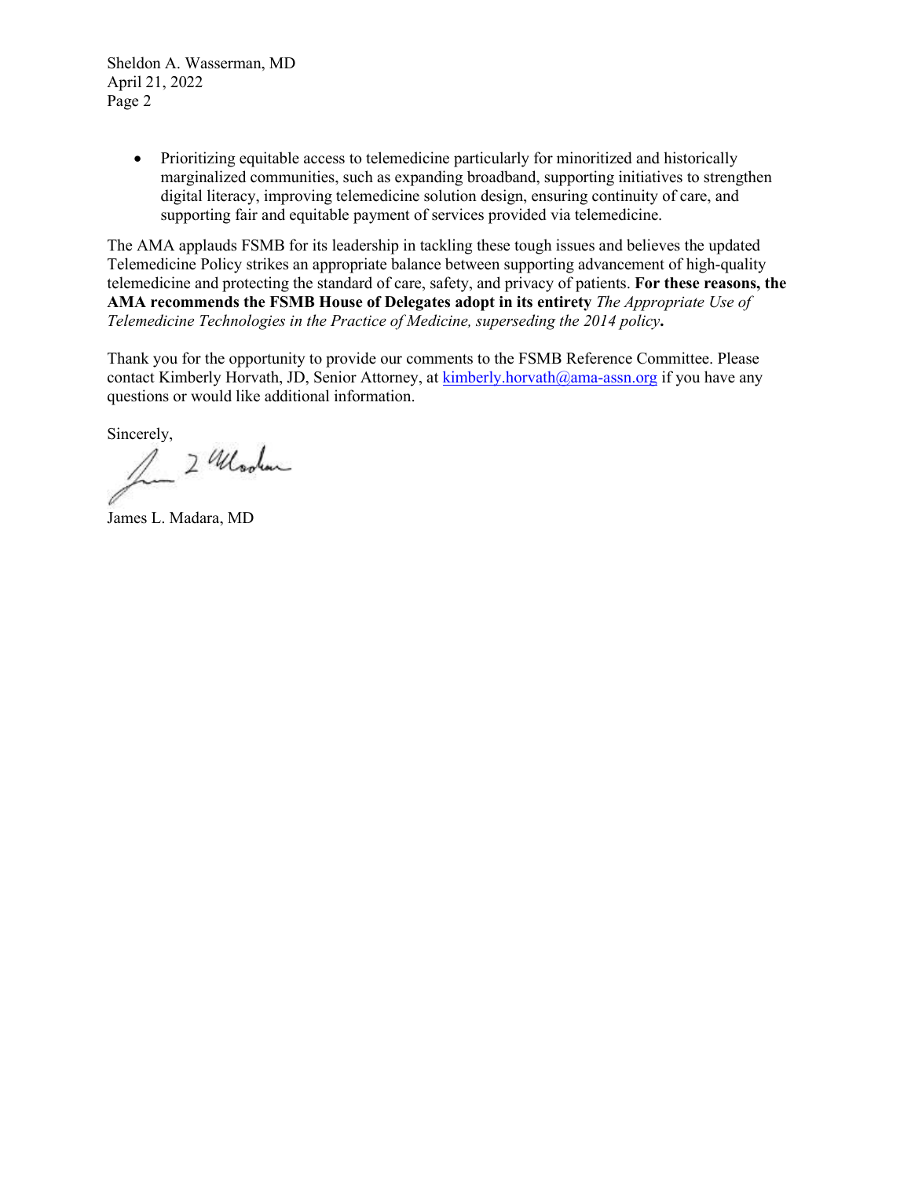- Prioritizing equitable access to telemedicine particularly for minoritized and historically marginalized communities, such as expanding broadband, supporting initiatives to strengthen digital literacy, improving telemedicine solution design, ensuring continuity of care, and supporting fair and equitable payment of services provided via telemedicine.

The AMA applauds FSMB for its leadership in tackling these tough issues and believes the updated Telemedicine Policy strikes an appropriate balance between supporting advancement of high-quality telemedicine and protecting the standard of care, safety, and privacy of patients. **For these reasons, the AMA recommends the FSMB House of Delegates adopt in its entirety** *The Appropriate Use of Telemedicine Technologies in the Practice of Medicine, superseding the 2014 policy***.**

Thank you for the opportunity to provide our comments to the FSMB Reference Committee. Please contact Kimberly Horvath, JD, Senior Attorney, at kimberly.horvath@ama-assn.org if you have any questions or would like additional information.

Sincerely,

James L. Madara, MD